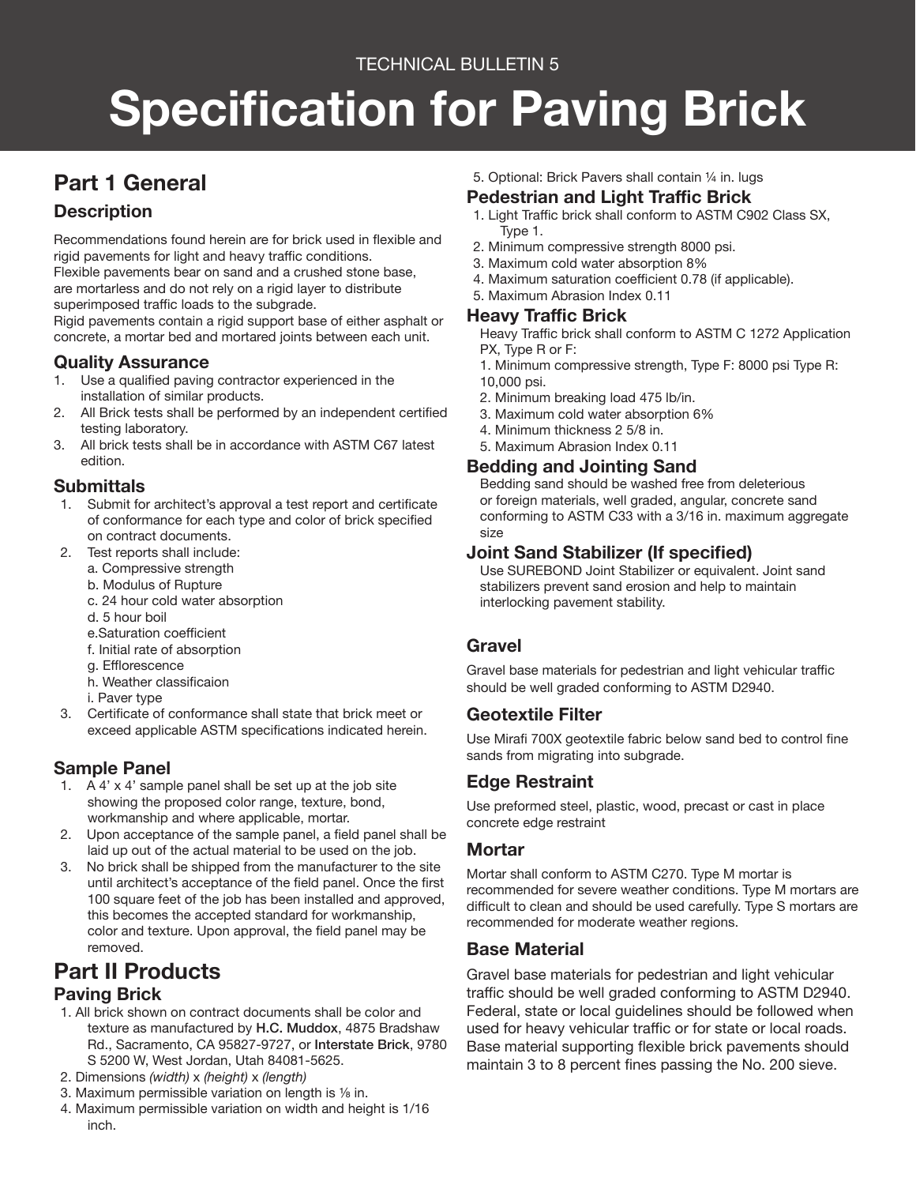TECHNICAL BULLETIN 5

# Specification for Paving Brick

## Part 1 General

### Description

Recommendations found herein are for brick used in flexible and rigid pavements for light and heavy traffic conditions.
Flexible pavements bear on sand and a crushed stone base, are mortarless and do not rely on a rigid layer to distribute superimposed traffic loads to the subgrade.
Rigid pavements contain a rigid support base of either asphalt or concrete, a mortar bed and mortared joints between each unit.

### Quality Assurance

1. Use a qualified paving contractor experienced in the installation of similar products.
2. All Brick tests shall be performed by an independent certified testing laboratory.
3. All brick tests shall be in accordance with ASTM C67 latest edition.

### Submittals

1. Submit for architect's approval a test report and certificate of conformance for each type and color of brick specified on contract documents.
2. Test reports shall include:
   a. Compressive strength
   b. Modulus of Rupture
   c. 24 hour cold water absorption
   d. 5 hour boil
   e.Saturation coefficient
   f. Initial rate of absorption
   g. Efflorescence
   h. Weather classificaion
   i. Paver type
3. Certificate of conformance shall state that brick meet or exceed applicable ASTM specifications indicated herein.

### Sample Panel

1. A 4' x 4' sample panel shall be set up at the job site showing the proposed color range, texture, bond, workmanship and where applicable, mortar.
2. Upon acceptance of the sample panel, a field panel shall be laid up out of the actual material to be used on the job.
3. No brick shall be shipped from the manufacturer to the site until architect's acceptance of the field panel. Once the first 100 square feet of the job has been installed and approved, this becomes the accepted standard for workmanship, color and texture. Upon approval, the field panel may be removed.

## Part II Products

### Paving Brick

1. All brick shown on contract documents shall be color and texture as manufactured by **H.C. Muddox**, 4875 Bradshaw Rd., Sacramento, CA 95827-9727, or **Interstate Brick**, 9780 S 5200 W, West Jordan, Utah 84081-5625.
2. Dimensions *(width)* x *(height)* x *(length)*
3. Maximum permissible variation on length is ⅛ in.
4. Maximum permissible variation on width and height is 1/16 inch.
5. Optional: Brick Pavers shall contain ¼ in. lugs

### Pedestrian and Light Traffic Brick

1. Light Traffic brick shall conform to ASTM C902 Class SX, Type 1.
2. Minimum compressive strength 8000 psi.
3. Maximum cold water absorption 8%
4. Maximum saturation coefficient 0.78 (if applicable).
5. Maximum Abrasion Index 0.11

### Heavy Traffic Brick

Heavy Traffic brick shall conform to ASTM C 1272 Application PX, Type R or F:

1. Minimum compressive strength, Type F: 8000 psi Type R: 10,000 psi.
2. Minimum breaking load 475 lb/in.
3. Maximum cold water absorption 6%
4. Minimum thickness 2 5/8 in.
5. Maximum Abrasion Index 0.11

### Bedding and Jointing Sand

Bedding sand should be washed free from deleterious or foreign materials, well graded, angular, concrete sand conforming to ASTM C33 with a 3/16 in. maximum aggregate size

### Joint Sand Stabilizer (If specified)

Use SUREBOND Joint Stabilizer or equivalent. Joint sand stabilizers prevent sand erosion and help to maintain interlocking pavement stability.

### Gravel

Gravel base materials for pedestrian and light vehicular traffic should be well graded conforming to ASTM D2940.

### Geotextile Filter

Use Mirafi 700X geotextile fabric below sand bed to control fine sands from migrating into subgrade.

### Edge Restraint

Use preformed steel, plastic, wood, precast or cast in place concrete edge restraint

### Mortar

Mortar shall conform to ASTM C270. Type M mortar is recommended for severe weather conditions. Type M mortars are difficult to clean and should be used carefully. Type S mortars are recommended for moderate weather regions.

### Base Material

Gravel base materials for pedestrian and light vehicular traffic should be well graded conforming to ASTM D2940. Federal, state or local guidelines should be followed when used for heavy vehicular traffic or for state or local roads. Base material supporting flexible brick pavements should maintain 3 to 8 percent fines passing the No. 200 sieve.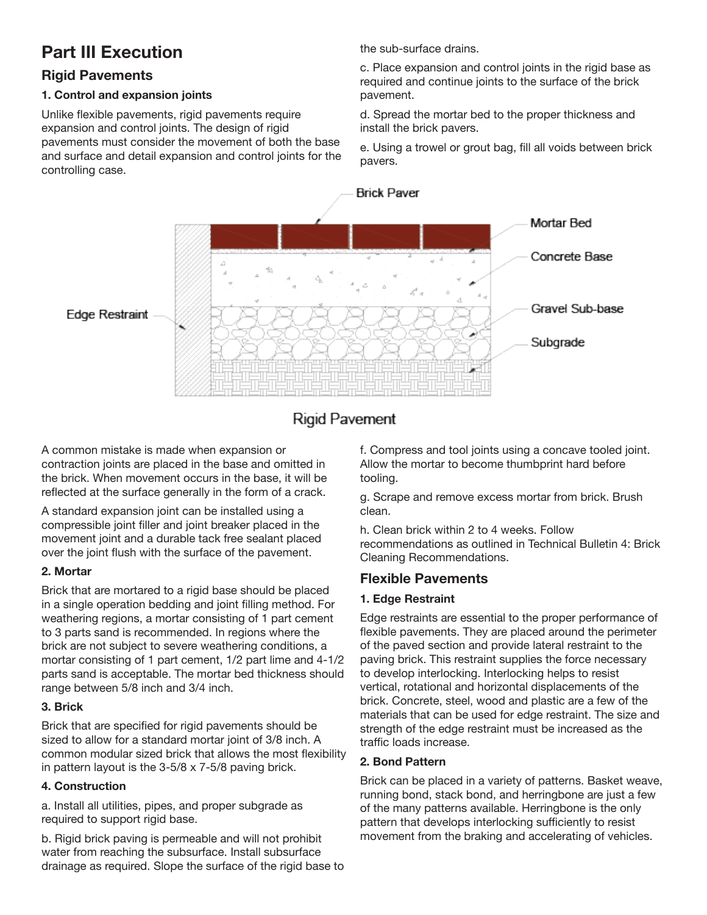# Part III Execution

## Rigid Pavements

### 1. Control and expansion joints

Unlike flexible pavements, rigid pavements require expansion and control joints. The design of rigid pavements must consider the movement of both the base and surface and detail expansion and control joints for the controlling case.

A common mistake is made when expansion or contraction joints are placed in the base and omitted in the brick. When movement occurs in the base, it will be reflected at the surface generally in the form of a crack.

A standard expansion joint can be installed using a compressible joint filler and joint breaker placed in the movement joint and a durable tack free sealant placed over the joint flush with the surface of the pavement.

### 2. Mortar

Brick that are mortared to a rigid base should be placed in a single operation bedding and joint filling method. For weathering regions, a mortar consisting of 1 part cement to 3 parts sand is recommended. In regions where the brick are not subject to severe weathering conditions, a mortar consisting of 1 part cement, 1/2 part lime and 4-1/2 parts sand is acceptable. The mortar bed thickness should range between 5/8 inch and 3/4 inch.

### 3. Brick

Brick that are specified for rigid pavements should be sized to allow for a standard mortar joint of 3/8 inch. A common modular sized brick that allows the most flexibility in pattern layout is the 3-5/8 x 7-5/8 paving brick.

### 4. Construction

a. Install all utilities, pipes, and proper subgrade as required to support rigid base.

b. Rigid brick paving is permeable and will not prohibit water from reaching the subsurface. Install subsurface drainage as required. Slope the surface of the rigid base to the sub-surface drains.

c. Place expansion and control joints in the rigid base as required and continue joints to the surface of the brick pavement.

d. Spread the mortar bed to the proper thickness and install the brick pavers.

e. Using a trowel or grout bag, fill all voids between brick pavers.

f. Compress and tool joints using a concave tooled joint. Allow the mortar to become thumbprint hard before tooling.

g. Scrape and remove excess mortar from brick. Brush clean.

h. Clean brick within 2 to 4 weeks. Follow recommendations as outlined in Technical Bulletin 4: Brick Cleaning Recommendations.

Brick Paver

Mortar Bed

Concrete Base

Gravel Sub-base

Subgrade

Edge Restraint

Rigid Pavement

## Flexible Pavements

### 1. Edge Restraint

Edge restraints are essential to the proper performance of flexible pavements. They are placed around the perimeter of the paved section and provide lateral restraint to the paving brick. This restraint supplies the force necessary to develop interlocking. Interlocking helps to resist vertical, rotational and horizontal displacements of the brick. Concrete, steel, wood and plastic are a few of the materials that can be used for edge restraint. The size and strength of the edge restraint must be increased as the traffic loads increase.

### 2. Bond Pattern

Brick can be placed in a variety of patterns. Basket weave, running bond, stack bond, and herringbone are just a few of the many patterns available. Herringbone is the only pattern that develops interlocking sufficiently to resist movement from the braking and accelerating of vehicles.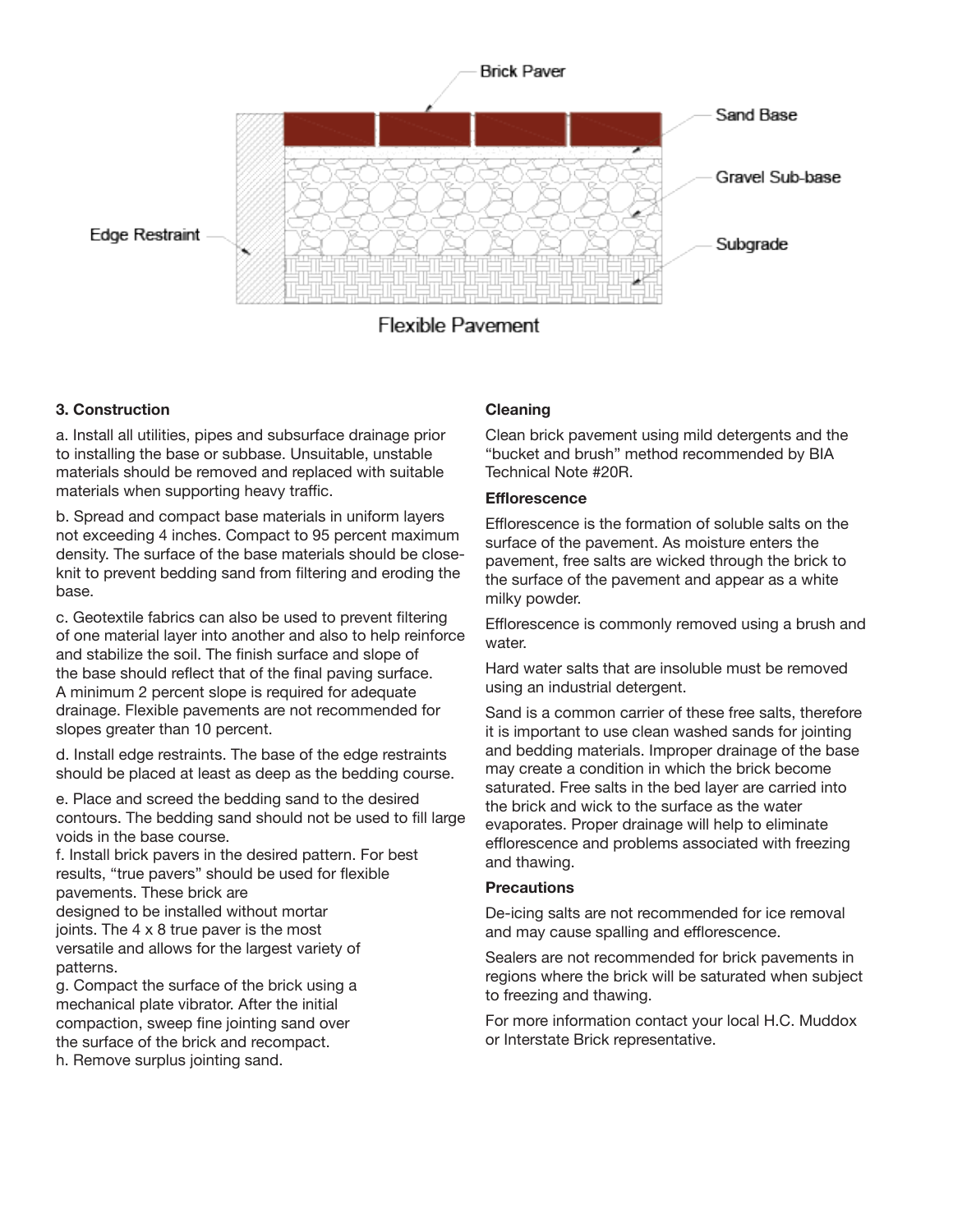Brick Paver

Sand Base

Gravel Sub-base

Edge Restraint

Subgrade

Flexible Pavement

### 3. Construction

a. Install all utilities, pipes and subsurface drainage prior to installing the base or subbase. Unsuitable, unstable materials should be removed and replaced with suitable materials when supporting heavy traffic.

b. Spread and compact base materials in uniform layers not exceeding 4 inches. Compact to 95 percent maximum density. The surface of the base materials should be close-knit to prevent bedding sand from filtering and eroding the base.

c. Geotextile fabrics can also be used to prevent filtering of one material layer into another and also to help reinforce and stabilize the soil. The finish surface and slope of the base should reflect that of the final paving surface. A minimum 2 percent slope is required for adequate drainage. Flexible pavements are not recommended for slopes greater than 10 percent.

d. Install edge restraints. The base of the edge restraints should be placed at least as deep as the bedding course.

e. Place and screed the bedding sand to the desired contours. The bedding sand should not be used to fill large voids in the base course.

f. Install brick pavers in the desired pattern. For best results, "true pavers" should be used for flexible pavements. These brick are designed to be installed without mortar joints. The 4 x 8 true paver is the most versatile and allows for the largest variety of patterns.

g. Compact the surface of the brick using a mechanical plate vibrator. After the initial compaction, sweep fine jointing sand over the surface of the brick and recompact.

h. Remove surplus jointing sand.

### Cleaning

Clean brick pavement using mild detergents and the "bucket and brush" method recommended by BIA Technical Note #20R.

### Efflorescence

Efflorescence is the formation of soluble salts on the surface of the pavement. As moisture enters the pavement, free salts are wicked through the brick to the surface of the pavement and appear as a white milky powder.

Efflorescence is commonly removed using a brush and water.

Hard water salts that are insoluble must be removed using an industrial detergent.

Sand is a common carrier of these free salts, therefore it is important to use clean washed sands for jointing and bedding materials. Improper drainage of the base may create a condition in which the brick become saturated. Free salts in the bed layer are carried into the brick and wick to the surface as the water evaporates. Proper drainage will help to eliminate efflorescence and problems associated with freezing and thawing.

### Precautions

De-icing salts are not recommended for ice removal and may cause spalling and efflorescence.

Sealers are not recommended for brick pavements in regions where the brick will be saturated when subject to freezing and thawing.

For more information contact your local H.C. Muddox or Interstate Brick representative.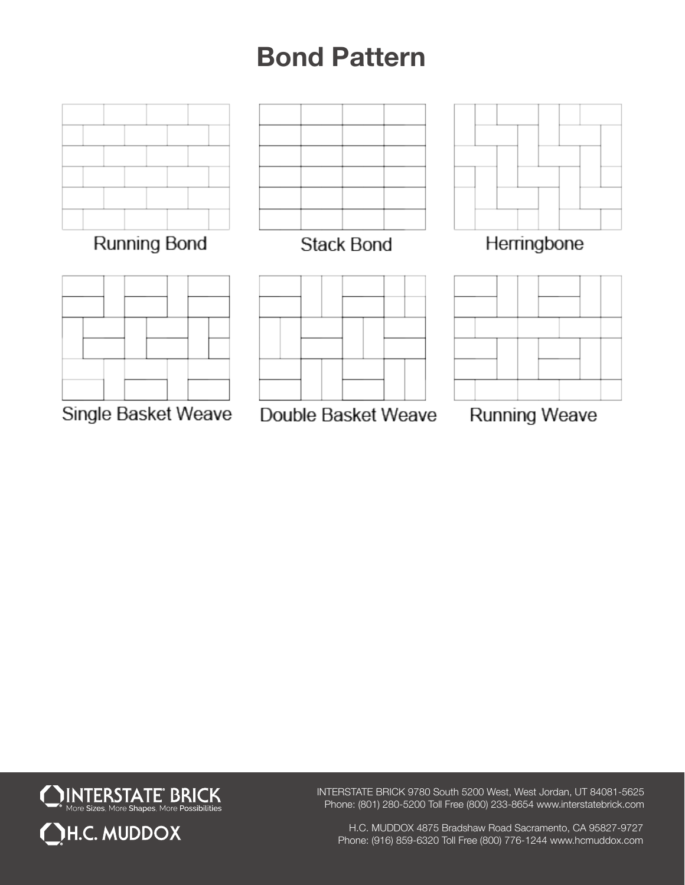# Bond Pattern

Running Bond

Stack Bond

Herringbone

Single Basket Weave

Double Basket Weave

Running Weave

INTERSTATE BRICK
More Sizes. More Shapes. More Possibilities

H.C. MUDDOX

INTERSTATE BRICK 9780 South 5200 West, West Jordan, UT 84081-5625
Phone: (801) 280-5200 Toll Free (800) 233-8654 www.interstatebrick.com

H.C. MUDDOX 4875 Bradshaw Road Sacramento, CA 95827-9727
Phone: (916) 859-6320 Toll Free (800) 776-1244 www.hcmuddox.com